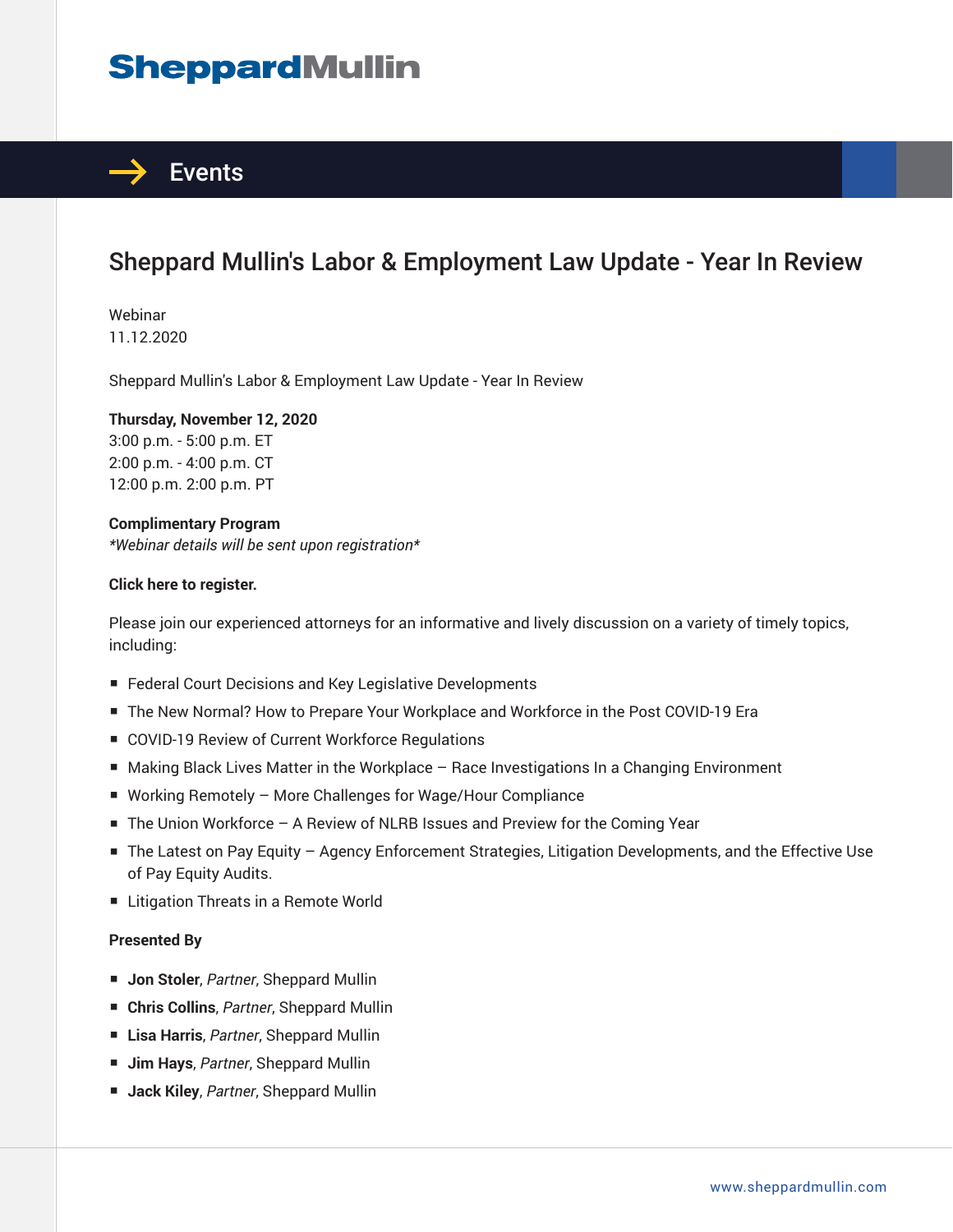# Sheppard Mullin

## Events

# Sheppard Mullin's Labor & Employment Law Update - Year In Review

Webinar
11.12.2020

Sheppard Mullin's Labor & Employment Law Update - Year In Review

**Thursday, November 12, 2020**
3:00 p.m. - 5:00 p.m. ET
2:00 p.m. - 4:00 p.m. CT
12:00 p.m. 2:00 p.m. PT

**Complimentary Program**
*\*Webinar details will be sent upon registration\**

**Click here to register.**

Please join our experienced attorneys for an informative and lively discussion on a variety of timely topics, including:

- Federal Court Decisions and Key Legislative Developments
- The New Normal? How to Prepare Your Workplace and Workforce in the Post COVID-19 Era
- COVID-19 Review of Current Workforce Regulations
- Making Black Lives Matter in the Workplace – Race Investigations In a Changing Environment
- Working Remotely – More Challenges for Wage/Hour Compliance
- The Union Workforce – A Review of NLRB Issues and Preview for the Coming Year
- The Latest on Pay Equity – Agency Enforcement Strategies, Litigation Developments, and the Effective Use of Pay Equity Audits.
- Litigation Threats in a Remote World

**Presented By**

- **Jon Stoler**, *Partner*, Sheppard Mullin
- **Chris Collins**, *Partner*, Sheppard Mullin
- **Lisa Harris**, *Partner*, Sheppard Mullin
- **Jim Hays**, *Partner*, Sheppard Mullin
- **Jack Kiley**, *Partner*, Sheppard Mullin

www.sheppardmullin.com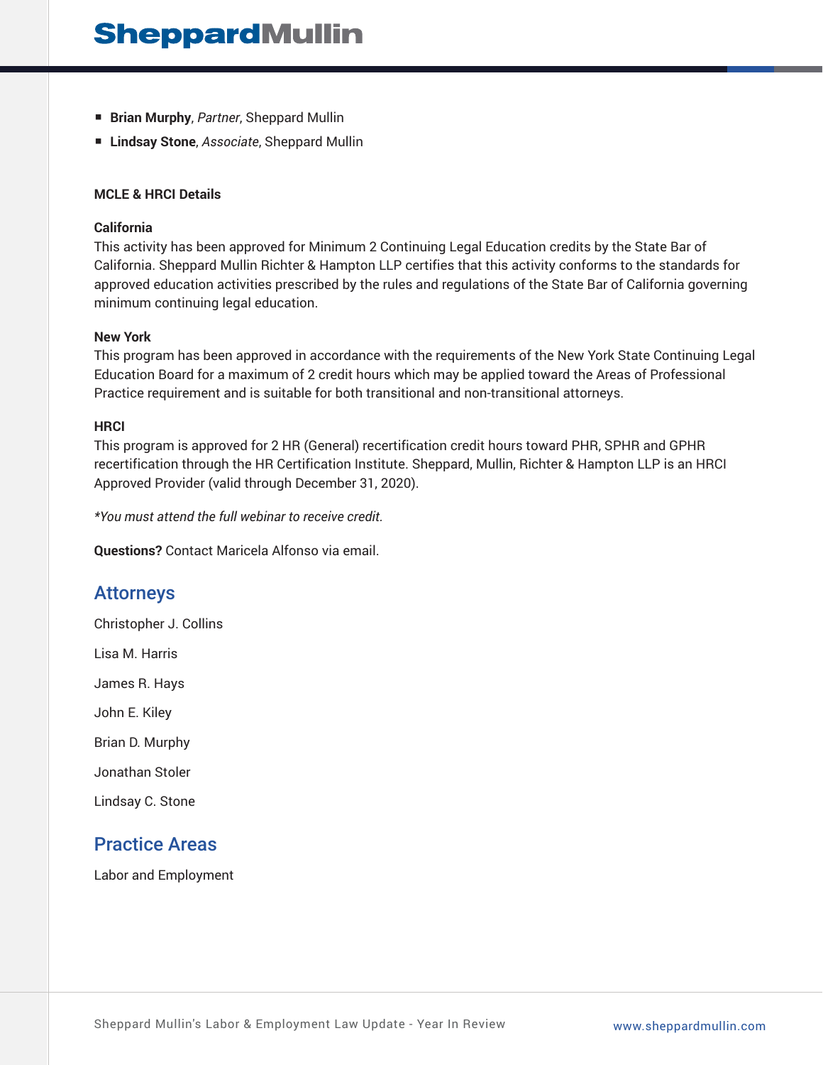- **Brian Murphy**, *Partner*, Sheppard Mullin
- **Lindsay Stone**, *Associate*, Sheppard Mullin

**MCLE & HRCI Details**

**California**
This activity has been approved for Minimum 2 Continuing Legal Education credits by the State Bar of California. Sheppard Mullin Richter & Hampton LLP certifies that this activity conforms to the standards for approved education activities prescribed by the rules and regulations of the State Bar of California governing minimum continuing legal education.

**New York**
This program has been approved in accordance with the requirements of the New York State Continuing Legal Education Board for a maximum of 2 credit hours which may be applied toward the Areas of Professional Practice requirement and is suitable for both transitional and non-transitional attorneys.

**HRCI**
This program is approved for 2 HR (General) recertification credit hours toward PHR, SPHR and GPHR recertification through the HR Certification Institute. Sheppard, Mullin, Richter & Hampton LLP is an HRCI Approved Provider (valid through December 31, 2020).

**You must attend the full webinar to receive credit.*

**Questions?** Contact Maricela Alfonso via email.

## Attorneys

Christopher J. Collins

Lisa M. Harris

James R. Hays

John E. Kiley

Brian D. Murphy

Jonathan Stoler

Lindsay C. Stone

## Practice Areas

Labor and Employment